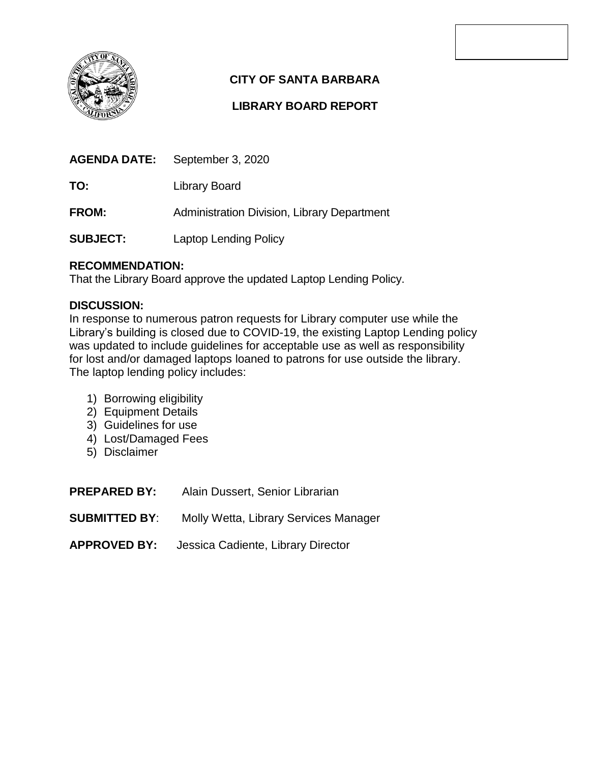**CITY OF SANTA BARBARA**

**LIBRARY BOARD REPORT**

**AGENDA DATE:** September 3, 2020

**TO:** Library Board

**FROM:** Administration Division, Library Department

**SUBJECT:** Laptop Lending Policy

**RECOMMENDATION:**
That the Library Board approve the updated Laptop Lending Policy.

**DISCUSSION:**
In response to numerous patron requests for Library computer use while the Library's building is closed due to COVID-19, the existing Laptop Lending policy was updated to include guidelines for acceptable use as well as responsibility for lost and/or damaged laptops loaned to patrons for use outside the library. The laptop lending policy includes:

1) Borrowing eligibility
2) Equipment Details
3) Guidelines for use
4) Lost/Damaged Fees
5) Disclaimer

**PREPARED BY:** Alain Dussert, Senior Librarian

**SUBMITTED BY**: Molly Wetta, Library Services Manager

**APPROVED BY:** Jessica Cadiente, Library Director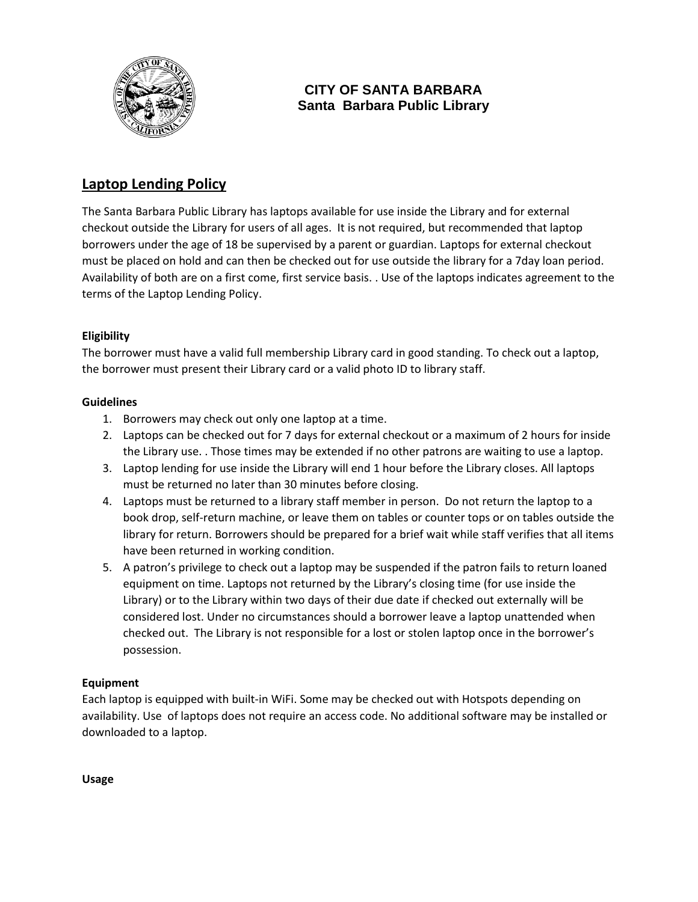**CITY OF SANTA BARBARA**
**Santa Barbara Public Library**

## Laptop Lending Policy

The Santa Barbara Public Library has laptops available for use inside the Library and for external checkout outside the Library for users of all ages. It is not required, but recommended that laptop borrowers under the age of 18 be supervised by a parent or guardian. Laptops for external checkout must be placed on hold and can then be checked out for use outside the library for a 7day loan period. Availability of both are on a first come, first service basis. . Use of the laptops indicates agreement to the terms of the Laptop Lending Policy.

### Eligibility

The borrower must have a valid full membership Library card in good standing. To check out a laptop, the borrower must present their Library card or a valid photo ID to library staff.

### Guidelines

1. Borrowers may check out only one laptop at a time.
2. Laptops can be checked out for 7 days for external checkout or a maximum of 2 hours for inside the Library use. . Those times may be extended if no other patrons are waiting to use a laptop.
3. Laptop lending for use inside the Library will end 1 hour before the Library closes. All laptops must be returned no later than 30 minutes before closing.
4. Laptops must be returned to a library staff member in person. Do not return the laptop to a book drop, self-return machine, or leave them on tables or counter tops or on tables outside the library for return. Borrowers should be prepared for a brief wait while staff verifies that all items have been returned in working condition.
5. A patron's privilege to check out a laptop may be suspended if the patron fails to return loaned equipment on time. Laptops not returned by the Library's closing time (for use inside the Library) or to the Library within two days of their due date if checked out externally will be considered lost. Under no circumstances should a borrower leave a laptop unattended when checked out. The Library is not responsible for a lost or stolen laptop once in the borrower's possession.

### Equipment

Each laptop is equipped with built-in WiFi. Some may be checked out with Hotspots depending on availability. Use of laptops does not require an access code. No additional software may be installed or downloaded to a laptop.

### Usage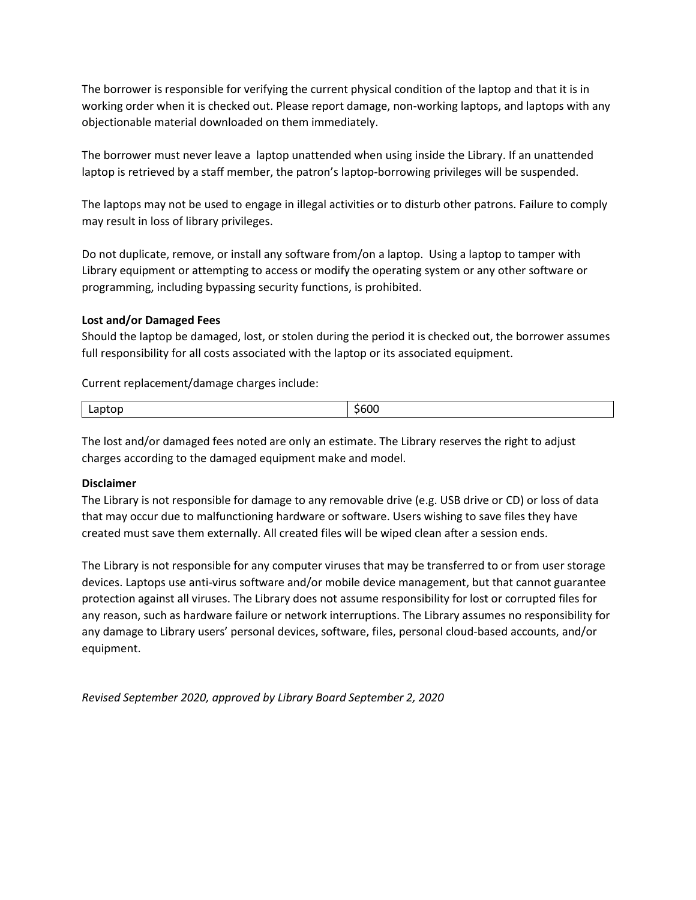The borrower is responsible for verifying the current physical condition of the laptop and that it is in working order when it is checked out. Please report damage, non-working laptops, and laptops with any objectionable material downloaded on them immediately.

The borrower must never leave a laptop unattended when using inside the Library. If an unattended laptop is retrieved by a staff member, the patron's laptop-borrowing privileges will be suspended.

The laptops may not be used to engage in illegal activities or to disturb other patrons. Failure to comply may result in loss of library privileges.

Do not duplicate, remove, or install any software from/on a laptop. Using a laptop to tamper with Library equipment or attempting to access or modify the operating system or any other software or programming, including bypassing security functions, is prohibited.

**Lost and/or Damaged Fees**

Should the laptop be damaged, lost, or stolen during the period it is checked out, the borrower assumes full responsibility for all costs associated with the laptop or its associated equipment.

Current replacement/damage charges include:

| | |
|---|---|
| Laptop | $600 |

The lost and/or damaged fees noted are only an estimate. The Library reserves the right to adjust charges according to the damaged equipment make and model.

**Disclaimer**

The Library is not responsible for damage to any removable drive (e.g. USB drive or CD) or loss of data that may occur due to malfunctioning hardware or software. Users wishing to save files they have created must save them externally. All created files will be wiped clean after a session ends.

The Library is not responsible for any computer viruses that may be transferred to or from user storage devices. Laptops use anti-virus software and/or mobile device management, but that cannot guarantee protection against all viruses. The Library does not assume responsibility for lost or corrupted files for any reason, such as hardware failure or network interruptions. The Library assumes no responsibility for any damage to Library users' personal devices, software, files, personal cloud-based accounts, and/or equipment.

*Revised September 2020, approved by Library Board September 2, 2020*